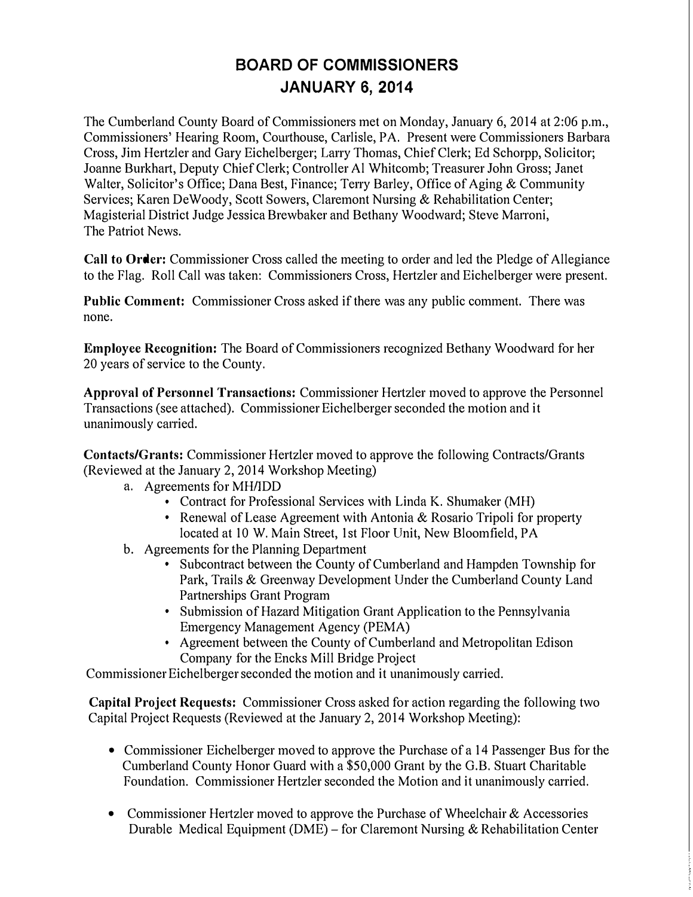# BOARD OF COMMISSIONERS
# JANUARY 6, 2014

The Cumberland County Board of Commissioners met on Monday, January 6, 2014 at 2:06 p.m., Commissioners' Hearing Room, Courthouse, Carlisle, PA. Present were Commissioners Barbara Cross, Jim Hertzler and Gary Eichelberger; Larry Thomas, Chief Clerk; Ed Schorpp, Solicitor; Joanne Burkhart, Deputy Chief Clerk; Controller Al Whitcomb; Treasurer John Gross; Janet Walter, Solicitor's Office; Dana Best, Finance; Terry Barley, Office of Aging & Community Services; Karen DeWoody, Scott Sowers, Claremont Nursing & Rehabilitation Center; Magisterial District Judge Jessica Brewbaker and Bethany Woodward; Steve Marroni, The Patriot News.

**Call to Order:** Commissioner Cross called the meeting to order and led the Pledge of Allegiance to the Flag. Roll Call was taken: Commissioners Cross, Hertzler and Eichelberger were present.

**Public Comment:** Commissioner Cross asked if there was any public comment. There was none.

**Employee Recognition:** The Board of Commissioners recognized Bethany Woodward for her 20 years of service to the County.

**Approval of Personnel Transactions:** Commissioner Hertzler moved to approve the Personnel Transactions (see attached). Commissioner Eichelberger seconded the motion and it unanimously carried.

**Contacts/Grants:** Commissioner Hertzler moved to approve the following Contracts/Grants (Reviewed at the January 2, 2014 Workshop Meeting)

a. Agreements for MH/IDD
   - Contract for Professional Services with Linda K. Shumaker (MH)
   - Renewal of Lease Agreement with Antonia & Rosario Tripoli for property located at 10 W. Main Street, 1st Floor Unit, New Bloomfield, PA

b. Agreements for the Planning Department
   - Subcontract between the County of Cumberland and Hampden Township for Park, Trails & Greenway Development Under the Cumberland County Land Partnerships Grant Program
   - Submission of Hazard Mitigation Grant Application to the Pennsylvania Emergency Management Agency (PEMA)
   - Agreement between the County of Cumberland and Metropolitan Edison Company for the Encks Mill Bridge Project

Commissioner Eichelberger seconded the motion and it unanimously carried.

**Capital Project Requests:** Commissioner Cross asked for action regarding the following two Capital Project Requests (Reviewed at the January 2, 2014 Workshop Meeting):

- Commissioner Eichelberger moved to approve the Purchase of a 14 Passenger Bus for the Cumberland County Honor Guard with a $50,000 Grant by the G.B. Stuart Charitable Foundation. Commissioner Hertzler seconded the Motion and it unanimously carried.

- Commissioner Hertzler moved to approve the Purchase of Wheelchair & Accessories Durable Medical Equipment (DME) – for Claremont Nursing & Rehabilitation Center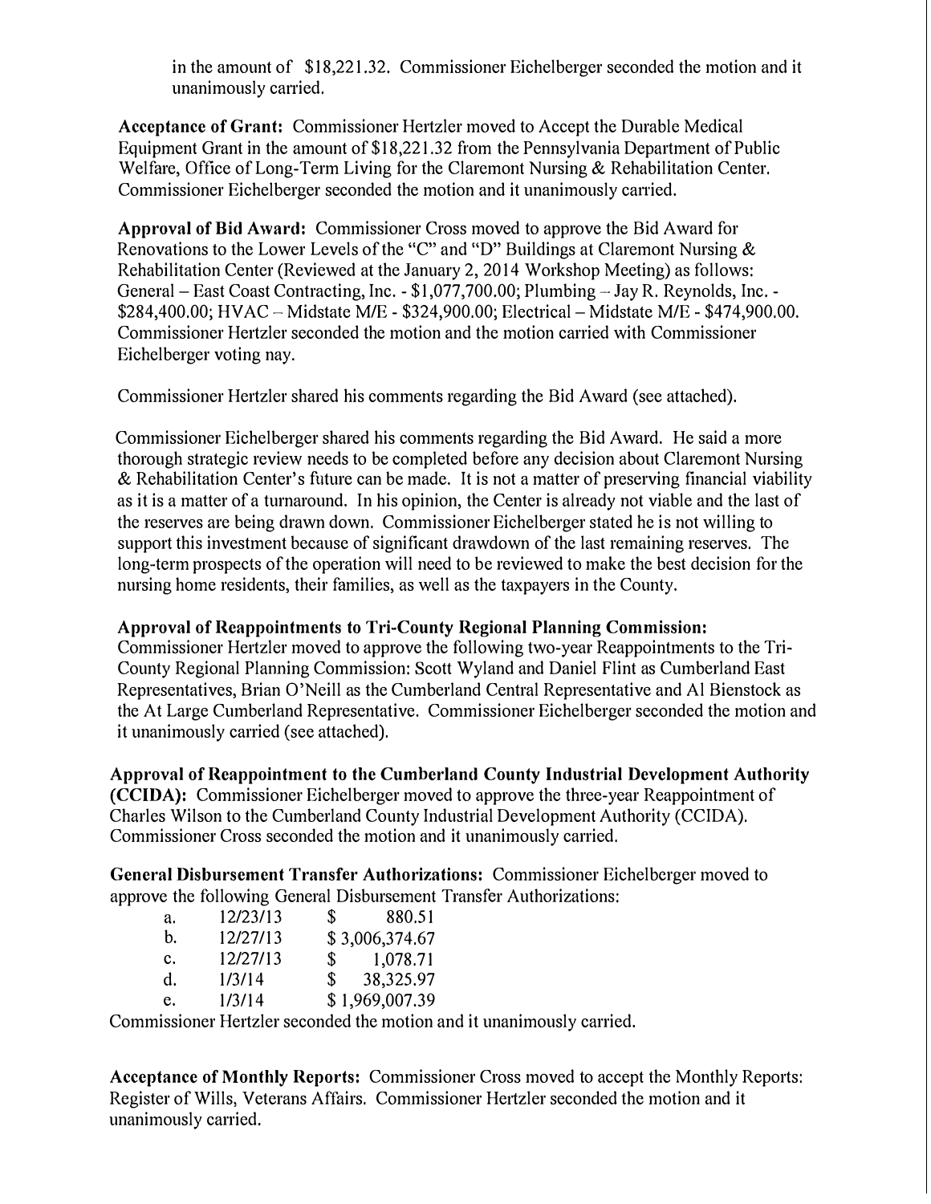in the amount of $18,221.32. Commissioner Eichelberger seconded the motion and it unanimously carried.

**Acceptance of Grant:** Commissioner Hertzler moved to Accept the Durable Medical Equipment Grant in the amount of $18,221.32 from the Pennsylvania Department of Public Welfare, Office of Long-Term Living for the Claremont Nursing & Rehabilitation Center. Commissioner Eichelberger seconded the motion and it unanimously carried.

**Approval of Bid Award:** Commissioner Cross moved to approve the Bid Award for Renovations to the Lower Levels of the "C" and "D" Buildings at Claremont Nursing & Rehabilitation Center (Reviewed at the January 2, 2014 Workshop Meeting) as follows: General – East Coast Contracting, Inc. - $1,077,700.00; Plumbing – Jay R. Reynolds, Inc. - $284,400.00; HVAC – Midstate M/E - $324,900.00; Electrical – Midstate M/E - $474,900.00. Commissioner Hertzler seconded the motion and the motion carried with Commissioner Eichelberger voting nay.

Commissioner Hertzler shared his comments regarding the Bid Award (see attached).

Commissioner Eichelberger shared his comments regarding the Bid Award. He said a more thorough strategic review needs to be completed before any decision about Claremont Nursing & Rehabilitation Center's future can be made. It is not a matter of preserving financial viability as it is a matter of a turnaround. In his opinion, the Center is already not viable and the last of the reserves are being drawn down. Commissioner Eichelberger stated he is not willing to support this investment because of significant drawdown of the last remaining reserves. The long-term prospects of the operation will need to be reviewed to make the best decision for the nursing home residents, their families, as well as the taxpayers in the County.

**Approval of Reappointments to Tri-County Regional Planning Commission:** Commissioner Hertzler moved to approve the following two-year Reappointments to the Tri-County Regional Planning Commission: Scott Wyland and Daniel Flint as Cumberland East Representatives, Brian O'Neill as the Cumberland Central Representative and Al Bienstock as the At Large Cumberland Representative. Commissioner Eichelberger seconded the motion and it unanimously carried (see attached).

**Approval of Reappointment to the Cumberland County Industrial Development Authority (CCIDA):** Commissioner Eichelberger moved to approve the three-year Reappointment of Charles Wilson to the Cumberland County Industrial Development Authority (CCIDA). Commissioner Cross seconded the motion and it unanimously carried.

**General Disbursement Transfer Authorizations:** Commissioner Eichelberger moved to approve the following General Disbursement Transfer Authorizations:

| | | |
|---|---|---|
| a. | 12/23/13 | $ 880.51 |
| b. | 12/27/13 | $ 3,006,374.67 |
| c. | 12/27/13 | $ 1,078.71 |
| d. | 1/3/14 | $ 38,325.97 |
| e. | 1/3/14 | $ 1,969,007.39 |

Commissioner Hertzler seconded the motion and it unanimously carried.

**Acceptance of Monthly Reports:** Commissioner Cross moved to accept the Monthly Reports: Register of Wills, Veterans Affairs. Commissioner Hertzler seconded the motion and it unanimously carried.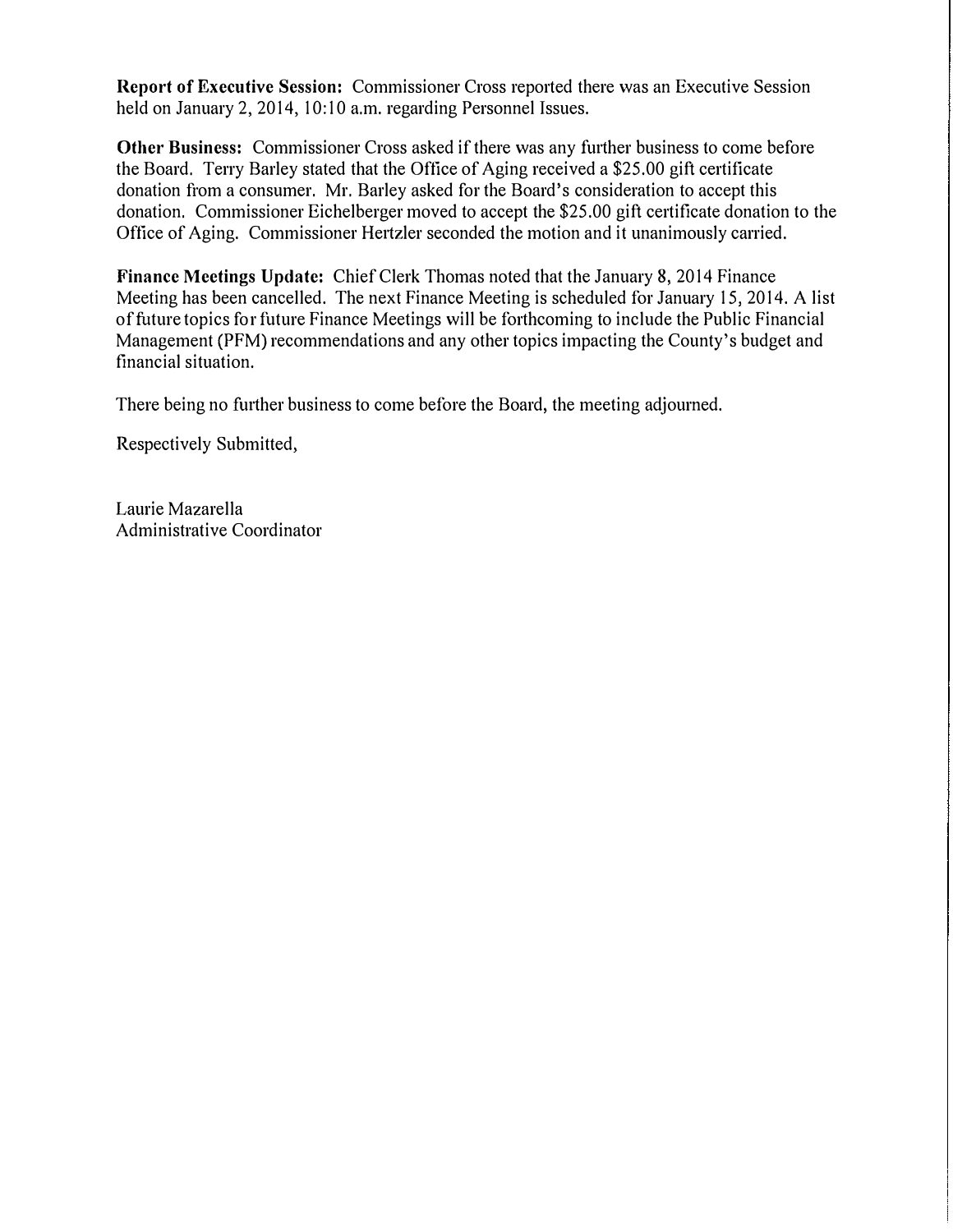**Report of Executive Session:** Commissioner Cross reported there was an Executive Session held on January 2, 2014, 10:10 a.m. regarding Personnel Issues.

**Other Business:** Commissioner Cross asked if there was any further business to come before the Board. Terry Barley stated that the Office of Aging received a $25.00 gift certificate donation from a consumer. Mr. Barley asked for the Board's consideration to accept this donation. Commissioner Eichelberger moved to accept the $25.00 gift certificate donation to the Office of Aging. Commissioner Hertzler seconded the motion and it unanimously carried.

**Finance Meetings Update:** Chief Clerk Thomas noted that the January 8, 2014 Finance Meeting has been cancelled. The next Finance Meeting is scheduled for January 15, 2014. A list of future topics for future Finance Meetings will be forthcoming to include the Public Financial Management (PFM) recommendations and any other topics impacting the County's budget and financial situation.

There being no further business to come before the Board, the meeting adjourned.

Respectively Submitted,

Laurie Mazarella
Administrative Coordinator